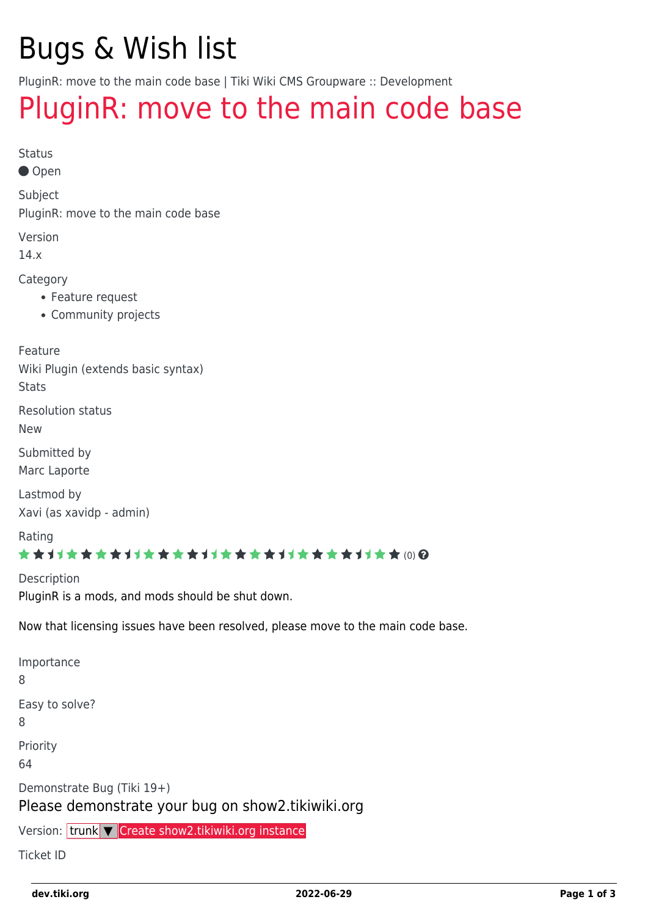# Bugs & Wish list

PluginR: move to the main code base | Tiki Wiki CMS Groupware :: Development

## PluginR: move to the main code base

Status

● Open

Subject

PluginR: move to the main code base

Version

14.x

Category

- Feature request
- Community projects

Feature

Wiki Plugin (extends basic syntax)

Stats

Resolution status

New

Submitted by

Marc Laporte

Lastmod by

Xavi (as xavidp - admin)

Rating

(0)

Description

PluginR is a mods, and mods should be shut down.

Now that licensing issues have been resolved, please move to the main code base.

Importance

8

Easy to solve?

8

Priority

64

Demonstrate Bug (Tiki 19+)

Please demonstrate your bug on show2.tikiwiki.org

Version: trunk ▼ Create show2.tikiwiki.org instance

Ticket ID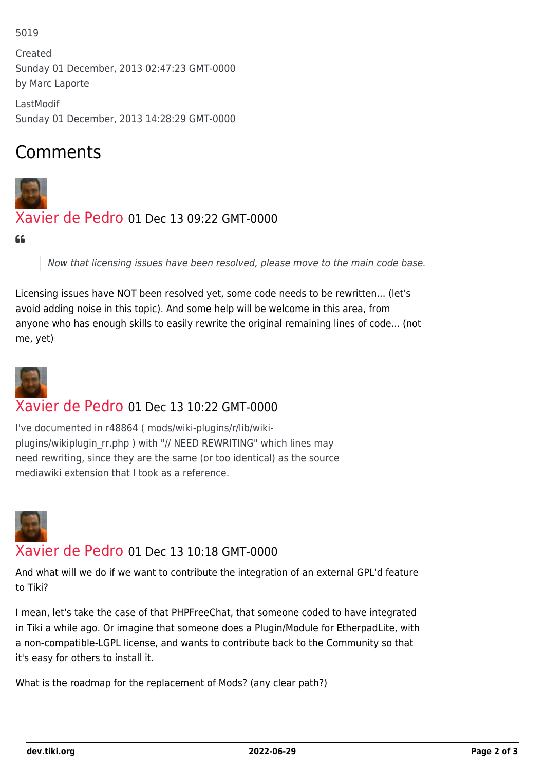5019

Created
Sunday 01 December, 2013 02:47:23 GMT-0000
by Marc Laporte

LastModif
Sunday 01 December, 2013 14:28:29 GMT-0000

## Comments

Xavier de Pedro 01 Dec 13 09:22 GMT-0000

> *Now that licensing issues have been resolved, please move to the main code base.*

Licensing issues have NOT been resolved yet, some code needs to be rewritten... (let's avoid adding noise in this topic). And some help will be welcome in this area, from anyone who has enough skills to easily rewrite the original remaining lines of code... (not me, yet)

Xavier de Pedro 01 Dec 13 10:22 GMT-0000

I've documented in r48864 ( mods/wiki-plugins/r/lib/wiki-plugins/wikiplugin_rr.php ) with "// NEED REWRITING" which lines may need rewriting, since they are the same (or too identical) as the source mediawiki extension that I took as a reference.

Xavier de Pedro 01 Dec 13 10:18 GMT-0000

And what will we do if we want to contribute the integration of an external GPL'd feature to Tiki?

I mean, let's take the case of that PHPFreeChat, that someone coded to have integrated in Tiki a while ago. Or imagine that someone does a Plugin/Module for EtherpadLite, with a non-compatible-LGPL license, and wants to contribute back to the Community so that it's easy for others to install it.

What is the roadmap for the replacement of Mods? (any clear path?)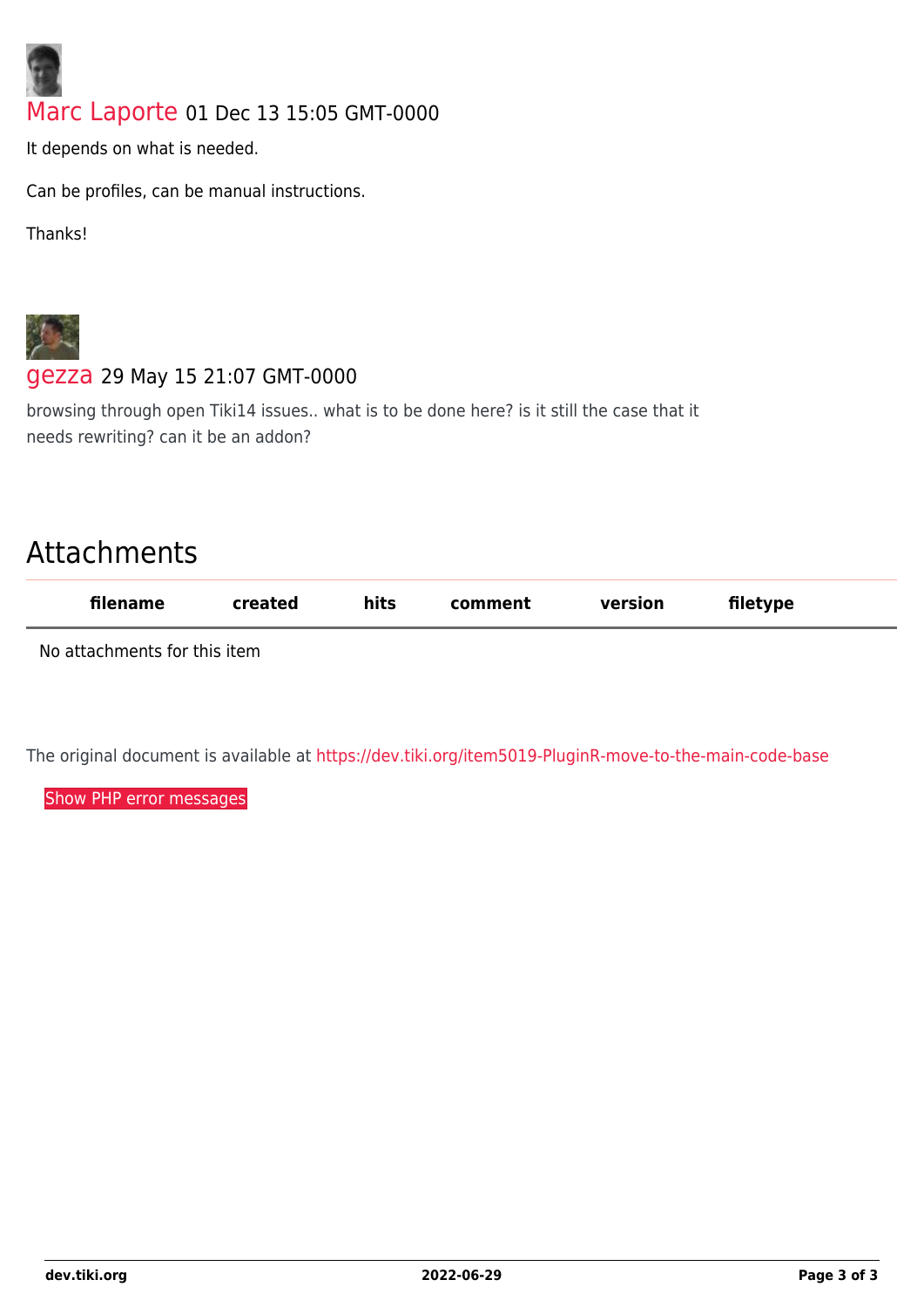Marc Laporte 01 Dec 13 15:05 GMT-0000

It depends on what is needed.

Can be profiles, can be manual instructions.

Thanks!

gezza 29 May 15 21:07 GMT-0000

browsing through open Tiki14 issues.. what is to be done here? is it still the case that it needs rewriting? can it be an addon?

## Attachments

| filename | created | hits | comment | version | filetype |
|---|---|---|---|---|---|
| No attachments for this item | | | | | |

The original document is available at https://dev.tiki.org/item5019-PluginR-move-to-the-main-code-base

Show PHP error messages